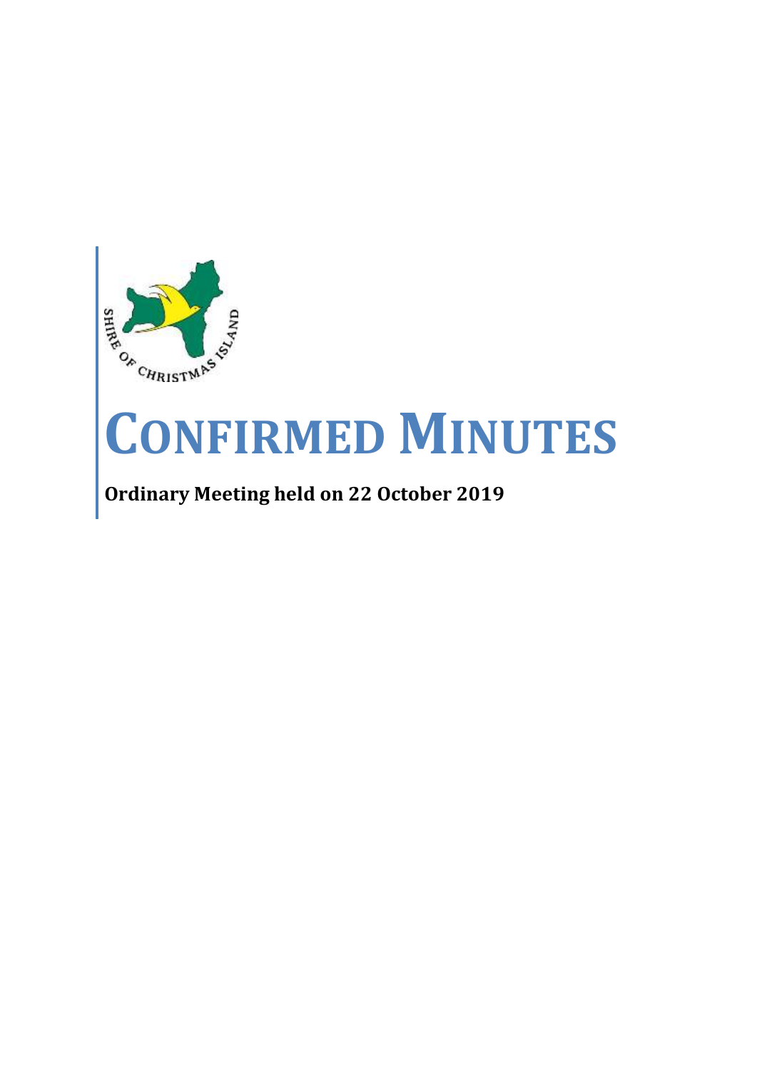# CONFIRMED MINUTES

**Ordinary Meeting held on 22 October 2019**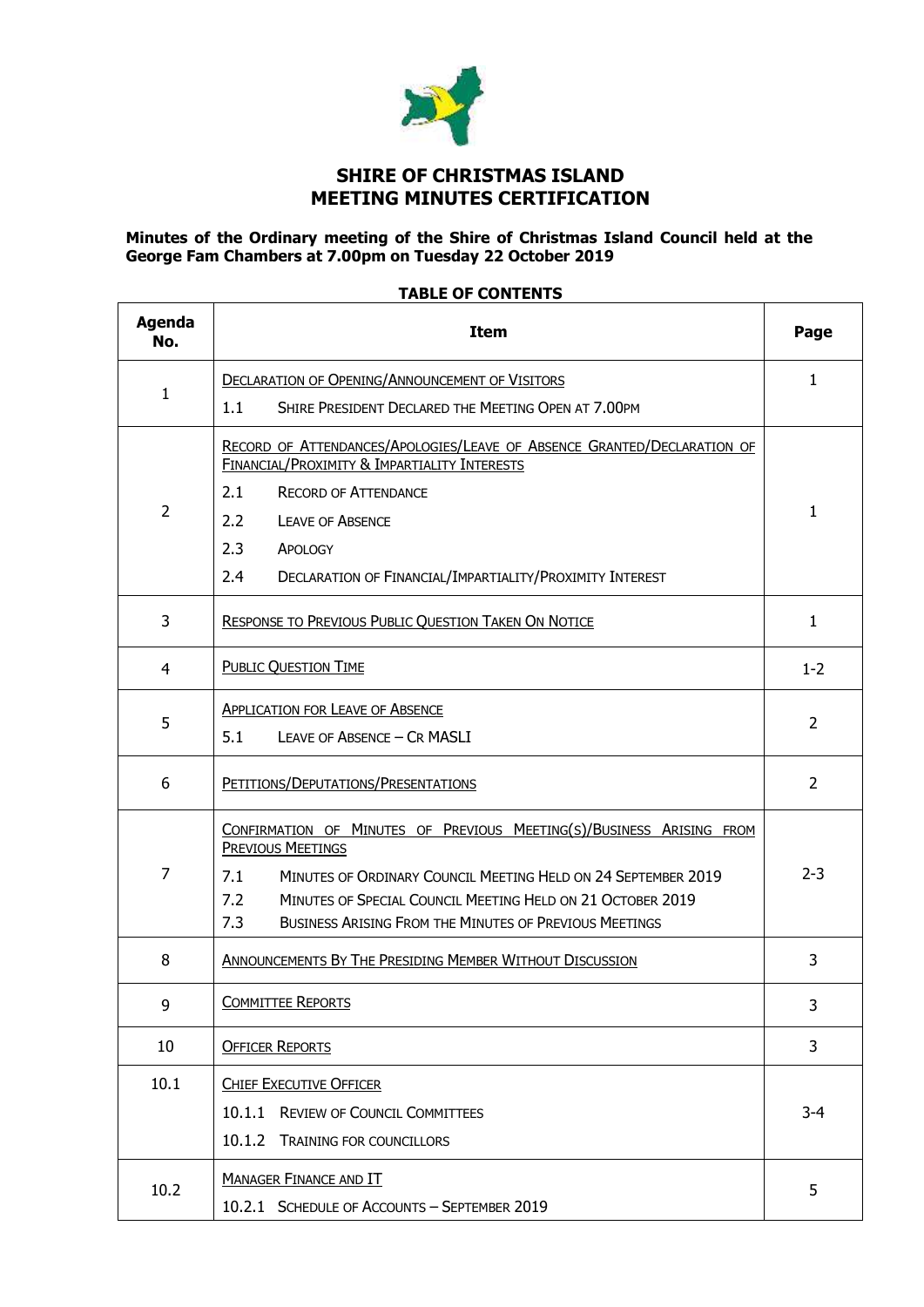# SHIRE OF CHRISTMAS ISLAND
# MEETING MINUTES CERTIFICATION

**Minutes of the Ordinary meeting of the Shire of Christmas Island Council held at the George Fam Chambers at 7.00pm on Tuesday 22 October 2019**

**TABLE OF CONTENTS**

| Agenda No. | Item | Page |
|---|---|---|
| 1 | DECLARATION OF OPENING/ANNOUNCEMENT OF VISITORS<br>1.1 SHIRE PRESIDENT DECLARED THE MEETING OPEN AT 7.00PM | 1 |
| 2 | RECORD OF ATTENDANCES/APOLOGIES/LEAVE OF ABSENCE GRANTED/DECLARATION OF FINANCIAL/PROXIMITY & IMPARTIALITY INTERESTS<br>2.1 RECORD OF ATTENDANCE<br>2.2 LEAVE OF ABSENCE<br>2.3 APOLOGY<br>2.4 DECLARATION OF FINANCIAL/IMPARTIALITY/PROXIMITY INTEREST | 1 |
| 3 | RESPONSE TO PREVIOUS PUBLIC QUESTION TAKEN ON NOTICE | 1 |
| 4 | PUBLIC QUESTION TIME | 1-2 |
| 5 | APPLICATION FOR LEAVE OF ABSENCE<br>5.1 LEAVE OF ABSENCE – CR MASLI | 2 |
| 6 | PETITIONS/DEPUTATIONS/PRESENTATIONS | 2 |
| 7 | CONFIRMATION OF MINUTES OF PREVIOUS MEETING(S)/BUSINESS ARISING FROM PREVIOUS MEETINGS<br>7.1 MINUTES OF ORDINARY COUNCIL MEETING HELD ON 24 SEPTEMBER 2019<br>7.2 MINUTES OF SPECIAL COUNCIL MEETING HELD ON 21 OCTOBER 2019<br>7.3 BUSINESS ARISING FROM THE MINUTES OF PREVIOUS MEETINGS | 2-3 |
| 8 | ANNOUNCEMENTS BY THE PRESIDING MEMBER WITHOUT DISCUSSION | 3 |
| 9 | COMMITTEE REPORTS | 3 |
| 10 | OFFICER REPORTS | 3 |
| 10.1 | CHIEF EXECUTIVE OFFICER<br>10.1.1 REVIEW OF COUNCIL COMMITTEES<br>10.1.2 TRAINING FOR COUNCILLORS | 3-4 |
| 10.2 | MANAGER FINANCE AND IT<br>10.2.1 SCHEDULE OF ACCOUNTS – SEPTEMBER 2019 | 5 |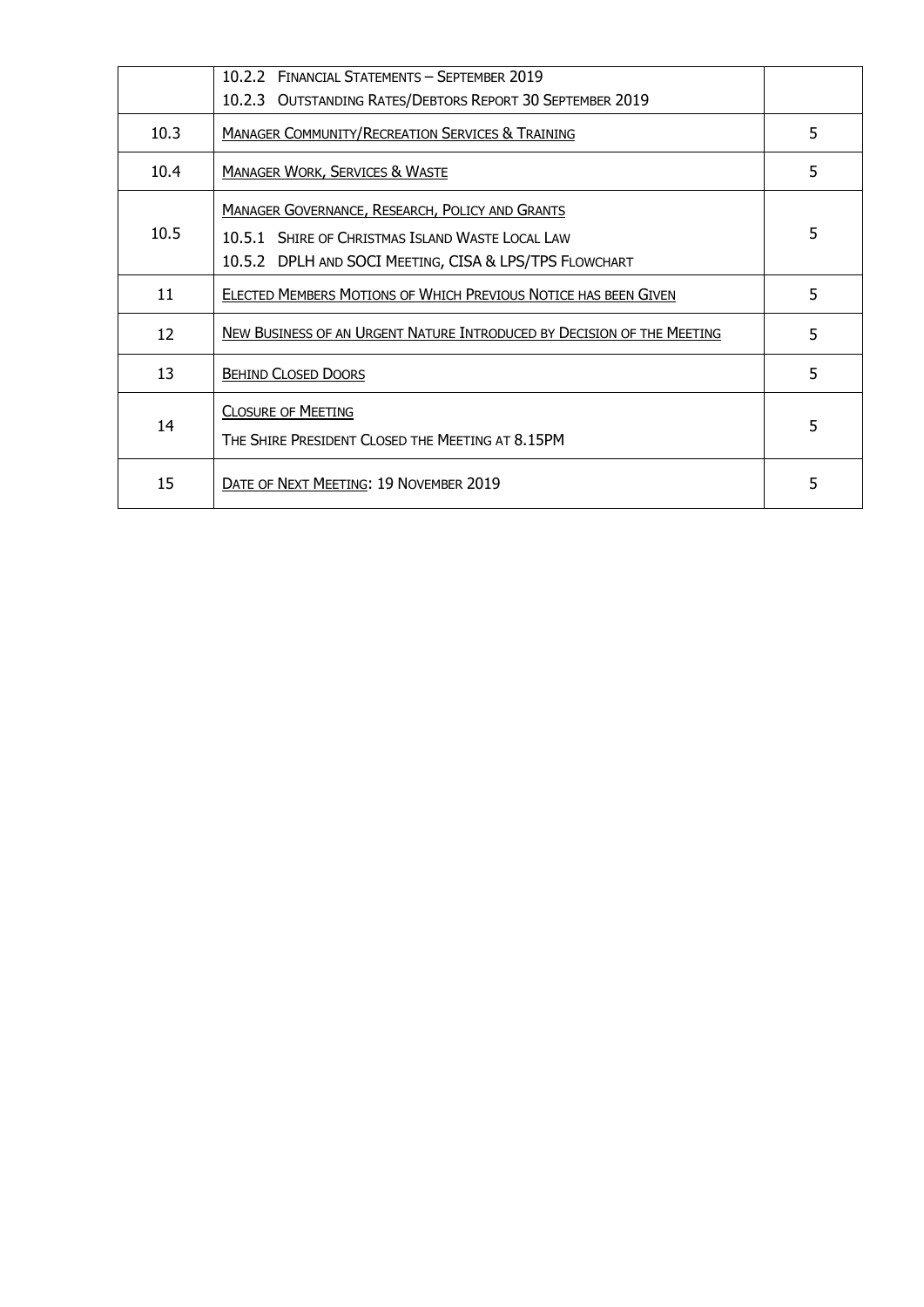|  |  |  |
|---|---|---|
|  | 10.2.2 FINANCIAL STATEMENTS – SEPTEMBER 2019<br>10.2.3 OUTSTANDING RATES/DEBTORS REPORT 30 SEPTEMBER 2019 |  |
| 10.3 | MANAGER COMMUNITY/RECREATION SERVICES & TRAINING | 5 |
| 10.4 | MANAGER WORK, SERVICES & WASTE | 5 |
| 10.5 | MANAGER GOVERNANCE, RESEARCH, POLICY AND GRANTS<br>10.5.1 SHIRE OF CHRISTMAS ISLAND WASTE LOCAL LAW<br>10.5.2 DPLH AND SOCI MEETING, CISA & LPS/TPS FLOWCHART | 5 |
| 11 | ELECTED MEMBERS MOTIONS OF WHICH PREVIOUS NOTICE HAS BEEN GIVEN | 5 |
| 12 | NEW BUSINESS OF AN URGENT NATURE INTRODUCED BY DECISION OF THE MEETING | 5 |
| 13 | BEHIND CLOSED DOORS | 5 |
| 14 | CLOSURE OF MEETING<br>THE SHIRE PRESIDENT CLOSED THE MEETING AT 8.15PM | 5 |
| 15 | DATE OF NEXT MEETING: 19 NOVEMBER 2019 | 5 |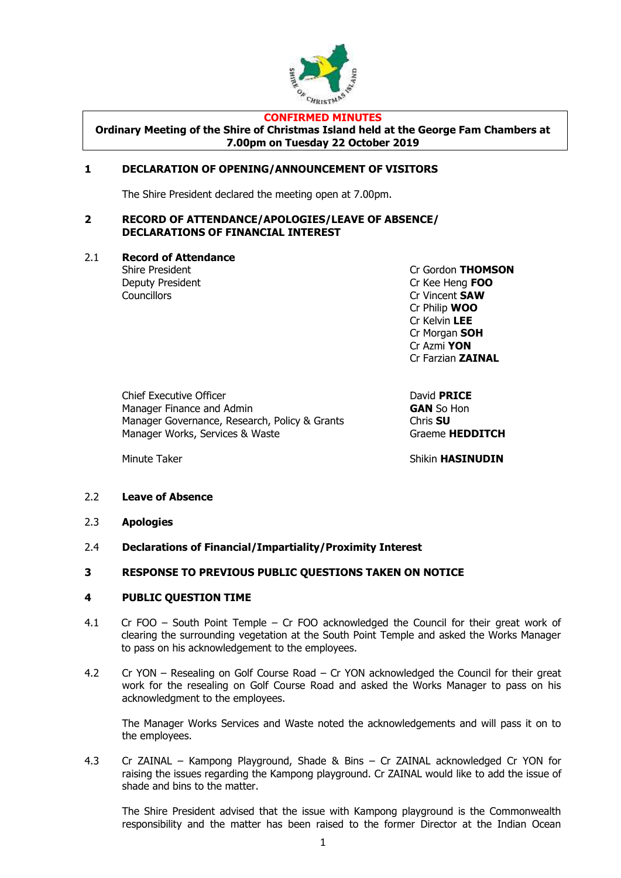**CONFIRMED MINUTES**

**Ordinary Meeting of the Shire of Christmas Island held at the George Fam Chambers at 7.00pm on Tuesday 22 October 2019**

## 1 DECLARATION OF OPENING/ANNOUNCEMENT OF VISITORS

The Shire President declared the meeting open at 7.00pm.

## 2 RECORD OF ATTENDANCE/APOLOGIES/LEAVE OF ABSENCE/ DECLARATIONS OF FINANCIAL INTEREST

### 2.1 Record of Attendance

| | |
|---|---|
| Shire President | Cr Gordon **THOMSON** |
| Deputy President | Cr Kee Heng **FOO** |
| Councillors | Cr Vincent **SAW** |
| | Cr Philip **WOO** |
| | Cr Kelvin **LEE** |
| | Cr Morgan **SOH** |
| | Cr Azmi **YON** |
| | Cr Farzian **ZAINAL** |
| Chief Executive Officer | David **PRICE** |
| Manager Finance and Admin | **GAN** So Hon |
| Manager Governance, Research, Policy & Grants | Chris **SU** |
| Manager Works, Services & Waste | Graeme **HEDDITCH** |
| Minute Taker | Shikin **HASINUDIN** |

### 2.2 Leave of Absence

### 2.3 Apologies

### 2.4 Declarations of Financial/Impartiality/Proximity Interest

## 3 RESPONSE TO PREVIOUS PUBLIC QUESTIONS TAKEN ON NOTICE

## 4 PUBLIC QUESTION TIME

4.1 Cr FOO – South Point Temple – Cr FOO acknowledged the Council for their great work of clearing the surrounding vegetation at the South Point Temple and asked the Works Manager to pass on his acknowledgement to the employees.

4.2 Cr YON – Resealing on Golf Course Road – Cr YON acknowledged the Council for their great work for the resealing on Golf Course Road and asked the Works Manager to pass on his acknowledgment to the employees.

The Manager Works Services and Waste noted the acknowledgements and will pass it on to the employees.

4.3 Cr ZAINAL – Kampong Playground, Shade & Bins – Cr ZAINAL acknowledged Cr YON for raising the issues regarding the Kampong playground. Cr ZAINAL would like to add the issue of shade and bins to the matter.

The Shire President advised that the issue with Kampong playground is the Commonwealth responsibility and the matter has been raised to the former Director at the Indian Ocean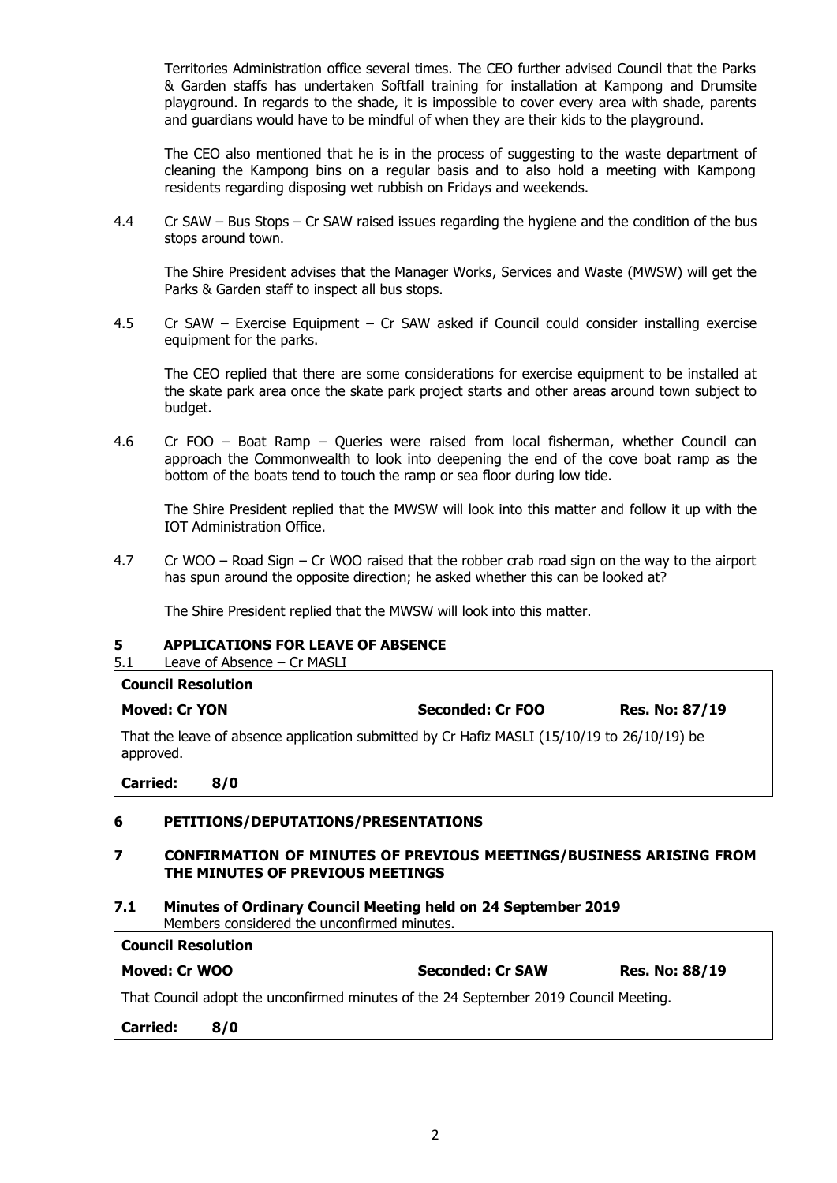Territories Administration office several times. The CEO further advised Council that the Parks & Garden staffs has undertaken Softfall training for installation at Kampong and Drumsite playground. In regards to the shade, it is impossible to cover every area with shade, parents and guardians would have to be mindful of when they are their kids to the playground.

The CEO also mentioned that he is in the process of suggesting to the waste department of cleaning the Kampong bins on a regular basis and to also hold a meeting with Kampong residents regarding disposing wet rubbish on Fridays and weekends.

4.4 Cr SAW – Bus Stops – Cr SAW raised issues regarding the hygiene and the condition of the bus stops around town.

The Shire President advises that the Manager Works, Services and Waste (MWSW) will get the Parks & Garden staff to inspect all bus stops.

4.5 Cr SAW – Exercise Equipment – Cr SAW asked if Council could consider installing exercise equipment for the parks.

The CEO replied that there are some considerations for exercise equipment to be installed at the skate park area once the skate park project starts and other areas around town subject to budget.

4.6 Cr FOO – Boat Ramp – Queries were raised from local fisherman, whether Council can approach the Commonwealth to look into deepening the end of the cove boat ramp as the bottom of the boats tend to touch the ramp or sea floor during low tide.

The Shire President replied that the MWSW will look into this matter and follow it up with the IOT Administration Office.

4.7 Cr WOO – Road Sign – Cr WOO raised that the robber crab road sign on the way to the airport has spun around the opposite direction; he asked whether this can be looked at?

The Shire President replied that the MWSW will look into this matter.

## 5 APPLICATIONS FOR LEAVE OF ABSENCE

5.1 Leave of Absence – Cr MASLI

| **Council Resolution** | | |
|---|---|---|
| **Moved: Cr YON** | **Seconded: Cr FOO** | **Res. No: 87/19** |
| That the leave of absence application submitted by Cr Hafiz MASLI (15/10/19 to 26/10/19) be approved. | | |
| **Carried: 8/0** | | |

## 6 PETITIONS/DEPUTATIONS/PRESENTATIONS

## 7 CONFIRMATION OF MINUTES OF PREVIOUS MEETINGS/BUSINESS ARISING FROM THE MINUTES OF PREVIOUS MEETINGS

### 7.1 Minutes of Ordinary Council Meeting held on 24 September 2019

Members considered the unconfirmed minutes.

| **Council Resolution** | | |
|---|---|---|
| **Moved: Cr WOO** | **Seconded: Cr SAW** | **Res. No: 88/19** |
| That Council adopt the unconfirmed minutes of the 24 September 2019 Council Meeting. | | |
| **Carried: 8/0** | | |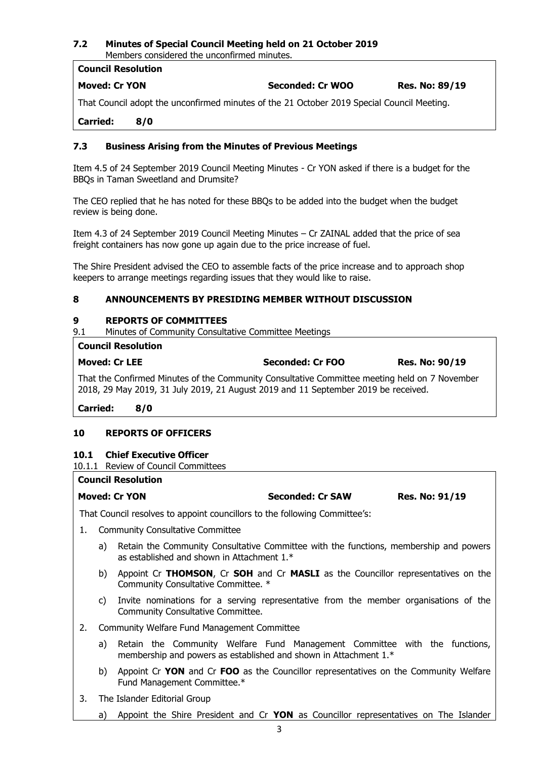### 7.2 Minutes of Special Council Meeting held on 21 October 2019

Members considered the unconfirmed minutes.

**Council Resolution**

**Moved: Cr YON** **Seconded: Cr WOO** **Res. No: 89/19**

That Council adopt the unconfirmed minutes of the 21 October 2019 Special Council Meeting.

**Carried: 8/0**

### 7.3 Business Arising from the Minutes of Previous Meetings

Item 4.5 of 24 September 2019 Council Meeting Minutes - Cr YON asked if there is a budget for the BBQs in Taman Sweetland and Drumsite?

The CEO replied that he has noted for these BBQs to be added into the budget when the budget review is being done.

Item 4.3 of 24 September 2019 Council Meeting Minutes – Cr ZAINAL added that the price of sea freight containers has now gone up again due to the price increase of fuel.

The Shire President advised the CEO to assemble facts of the price increase and to approach shop keepers to arrange meetings regarding issues that they would like to raise.

## 8 ANNOUNCEMENTS BY PRESIDING MEMBER WITHOUT DISCUSSION

## 9 REPORTS OF COMMITTEES

9.1 Minutes of Community Consultative Committee Meetings

**Council Resolution**

**Moved: Cr LEE** **Seconded: Cr FOO** **Res. No: 90/19**

That the Confirmed Minutes of the Community Consultative Committee meeting held on 7 November 2018, 29 May 2019, 31 July 2019, 21 August 2019 and 11 September 2019 be received.

**Carried: 8/0**

## 10 REPORTS OF OFFICERS

### 10.1 Chief Executive Officer

10.1.1 Review of Council Committees

**Council Resolution**

**Moved: Cr YON** **Seconded: Cr SAW** **Res. No: 91/19**

That Council resolves to appoint councillors to the following Committee's:

1. Community Consultative Committee
   a) Retain the Community Consultative Committee with the functions, membership and powers as established and shown in Attachment 1.*
   b) Appoint Cr **THOMSON**, Cr **SOH** and Cr **MASLI** as the Councillor representatives on the Community Consultative Committee. *
   c) Invite nominations for a serving representative from the member organisations of the Community Consultative Committee.
2. Community Welfare Fund Management Committee
   a) Retain the Community Welfare Fund Management Committee with the functions, membership and powers as established and shown in Attachment 1.*
   b) Appoint Cr **YON** and Cr **FOO** as the Councillor representatives on the Community Welfare Fund Management Committee.*
3. The Islander Editorial Group
   a) Appoint the Shire President and Cr **YON** as Councillor representatives on The Islander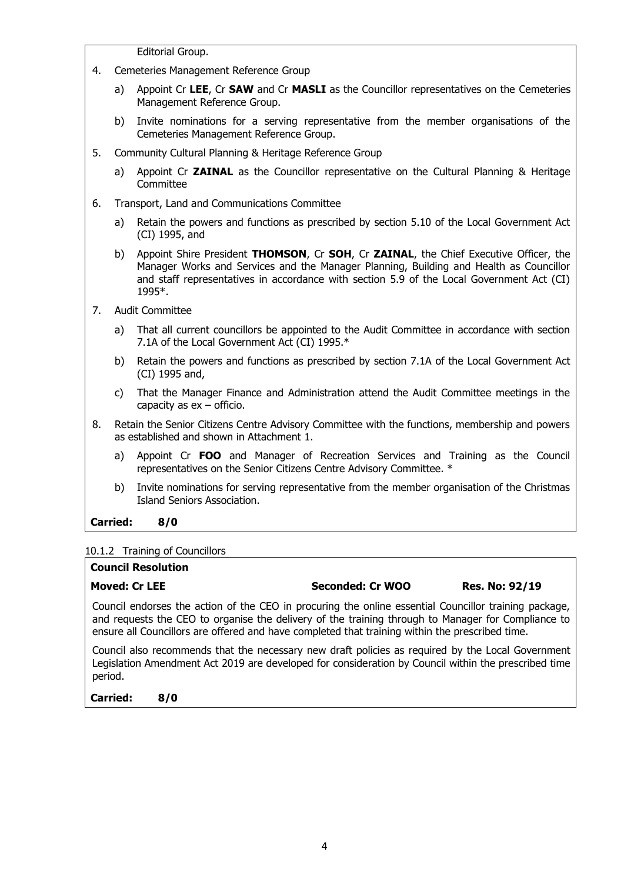Editorial Group.

4. Cemeteries Management Reference Group
   a) Appoint Cr **LEE**, Cr **SAW** and Cr **MASLI** as the Councillor representatives on the Cemeteries Management Reference Group.
   b) Invite nominations for a serving representative from the member organisations of the Cemeteries Management Reference Group.
5. Community Cultural Planning & Heritage Reference Group
   a) Appoint Cr **ZAINAL** as the Councillor representative on the Cultural Planning & Heritage Committee
6. Transport, Land and Communications Committee
   a) Retain the powers and functions as prescribed by section 5.10 of the Local Government Act (CI) 1995, and
   b) Appoint Shire President **THOMSON**, Cr **SOH**, Cr **ZAINAL**, the Chief Executive Officer, the Manager Works and Services and the Manager Planning, Building and Health as Councillor and staff representatives in accordance with section 5.9 of the Local Government Act (CI) 1995*.
7. Audit Committee
   a) That all current councillors be appointed to the Audit Committee in accordance with section 7.1A of the Local Government Act (CI) 1995.*
   b) Retain the powers and functions as prescribed by section 7.1A of the Local Government Act (CI) 1995 and,
   c) That the Manager Finance and Administration attend the Audit Committee meetings in the capacity as ex – officio.
8. Retain the Senior Citizens Centre Advisory Committee with the functions, membership and powers as established and shown in Attachment 1.
   a) Appoint Cr **FOO** and Manager of Recreation Services and Training as the Council representatives on the Senior Citizens Centre Advisory Committee. *
   b) Invite nominations for serving representative from the member organisation of the Christmas Island Seniors Association.

**Carried: 8/0**

10.1.2 Training of Councillors

**Council Resolution**

**Moved: Cr LEE** **Seconded: Cr WOO** **Res. No: 92/19**

Council endorses the action of the CEO in procuring the online essential Councillor training package, and requests the CEO to organise the delivery of the training through to Manager for Compliance to ensure all Councillors are offered and have completed that training within the prescribed time.

Council also recommends that the necessary new draft policies as required by the Local Government Legislation Amendment Act 2019 are developed for consideration by Council within the prescribed time period.

**Carried: 8/0**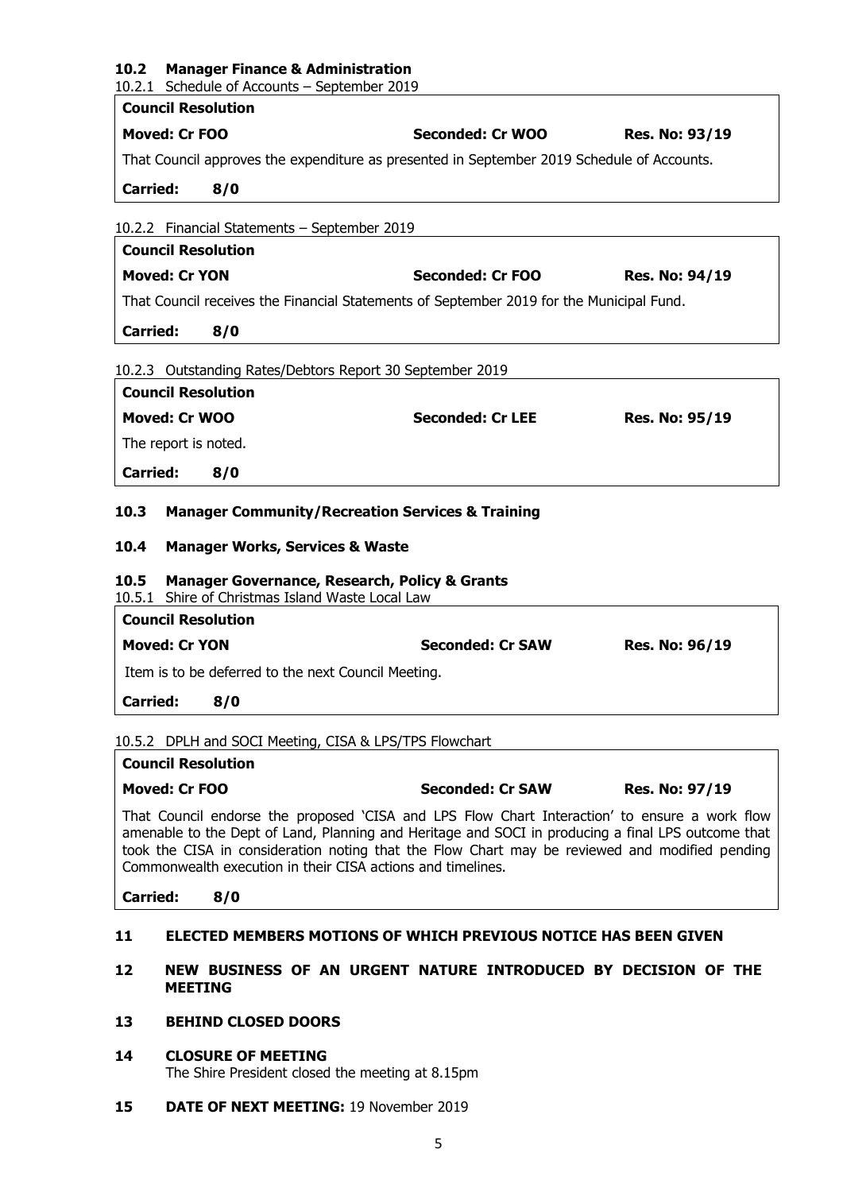## 10.2 Manager Finance & Administration

10.2.1 Schedule of Accounts – September 2019

**Council Resolution**

| **Moved: Cr FOO** | **Seconded: Cr WOO** | **Res. No: 93/19** |
|---|---|---|

That Council approves the expenditure as presented in September 2019 Schedule of Accounts.

**Carried: 8/0**

10.2.2 Financial Statements – September 2019

**Council Resolution**

| **Moved: Cr YON** | **Seconded: Cr FOO** | **Res. No: 94/19** |
|---|---|---|

That Council receives the Financial Statements of September 2019 for the Municipal Fund.

**Carried: 8/0**

10.2.3 Outstanding Rates/Debtors Report 30 September 2019

**Council Resolution**

| **Moved: Cr WOO** | **Seconded: Cr LEE** | **Res. No: 95/19** |
|---|---|---|

The report is noted.

**Carried: 8/0**

## 10.3 Manager Community/Recreation Services & Training

## 10.4 Manager Works, Services & Waste

## 10.5 Manager Governance, Research, Policy & Grants

10.5.1 Shire of Christmas Island Waste Local Law

**Council Resolution**

| **Moved: Cr YON** | **Seconded: Cr SAW** | **Res. No: 96/19** |
|---|---|---|

Item is to be deferred to the next Council Meeting.

**Carried: 8/0**

10.5.2 DPLH and SOCI Meeting, CISA & LPS/TPS Flowchart

**Council Resolution**

| **Moved: Cr FOO** | **Seconded: Cr SAW** | **Res. No: 97/19** |
|---|---|---|

That Council endorse the proposed 'CISA and LPS Flow Chart Interaction' to ensure a work flow amenable to the Dept of Land, Planning and Heritage and SOCI in producing a final LPS outcome that took the CISA in consideration noting that the Flow Chart may be reviewed and modified pending Commonwealth execution in their CISA actions and timelines.

**Carried: 8/0**

## 11 ELECTED MEMBERS MOTIONS OF WHICH PREVIOUS NOTICE HAS BEEN GIVEN

## 12 NEW BUSINESS OF AN URGENT NATURE INTRODUCED BY DECISION OF THE MEETING

## 13 BEHIND CLOSED DOORS

## 14 CLOSURE OF MEETING

The Shire President closed the meeting at 8.15pm

## 15 DATE OF NEXT MEETING: 19 November 2019